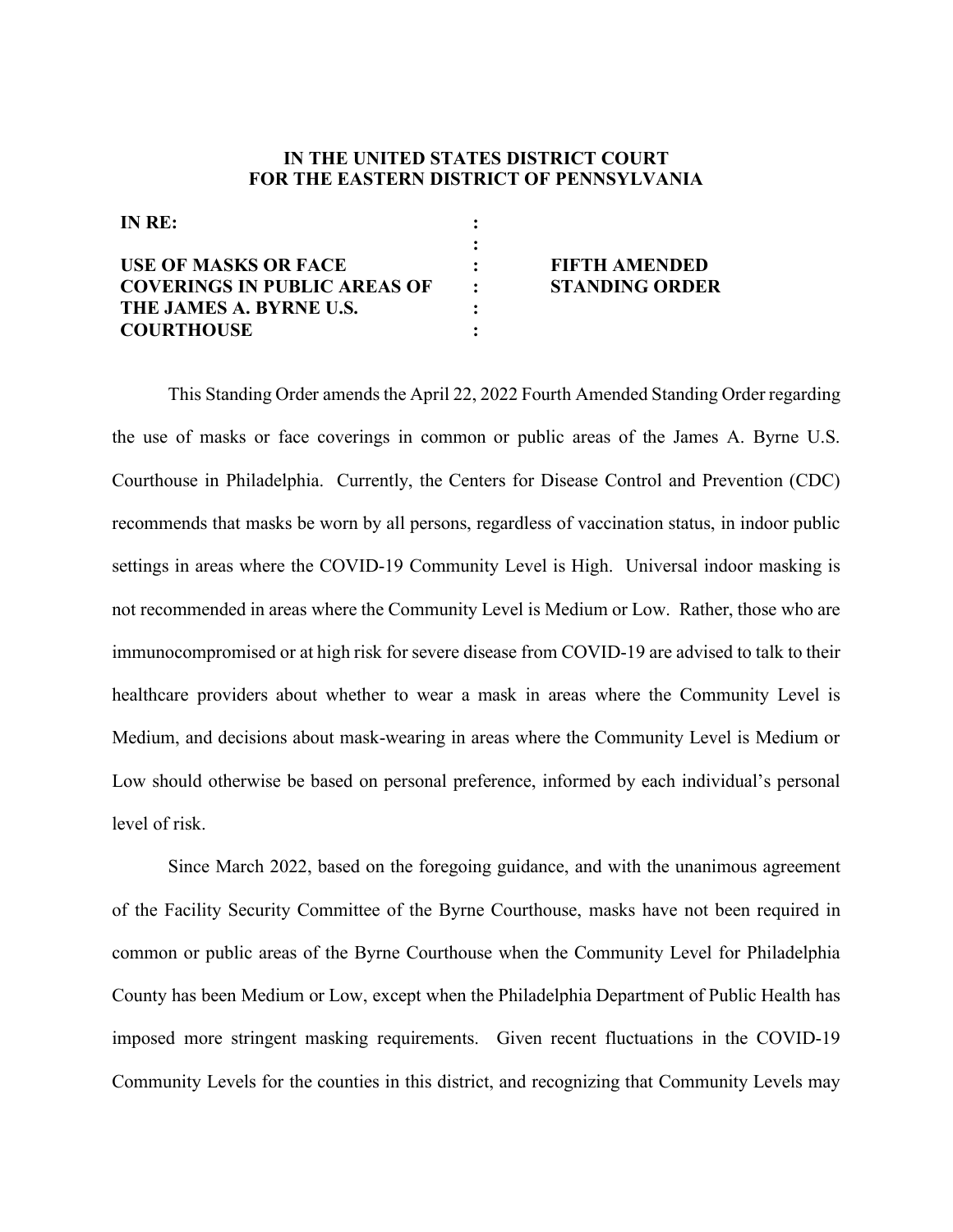**IN THE UNITED STATES DISTRICT COURT**
**FOR THE EASTERN DISTRICT OF PENNSYLVANIA**

| | | |
|---|---|---|
| **IN RE:** | : | |
| | : | |
| **USE OF MASKS OR FACE COVERINGS IN PUBLIC AREAS OF THE JAMES A. BYRNE U.S. COURTHOUSE** | : | **FIFTH AMENDED STANDING ORDER** |

This Standing Order amends the April 22, 2022 Fourth Amended Standing Order regarding the use of masks or face coverings in common or public areas of the James A. Byrne U.S. Courthouse in Philadelphia. Currently, the Centers for Disease Control and Prevention (CDC) recommends that masks be worn by all persons, regardless of vaccination status, in indoor public settings in areas where the COVID-19 Community Level is High. Universal indoor masking is not recommended in areas where the Community Level is Medium or Low. Rather, those who are immunocompromised or at high risk for severe disease from COVID-19 are advised to talk to their healthcare providers about whether to wear a mask in areas where the Community Level is Medium, and decisions about mask-wearing in areas where the Community Level is Medium or Low should otherwise be based on personal preference, informed by each individual's personal level of risk.

Since March 2022, based on the foregoing guidance, and with the unanimous agreement of the Facility Security Committee of the Byrne Courthouse, masks have not been required in common or public areas of the Byrne Courthouse when the Community Level for Philadelphia County has been Medium or Low, except when the Philadelphia Department of Public Health has imposed more stringent masking requirements. Given recent fluctuations in the COVID-19 Community Levels for the counties in this district, and recognizing that Community Levels may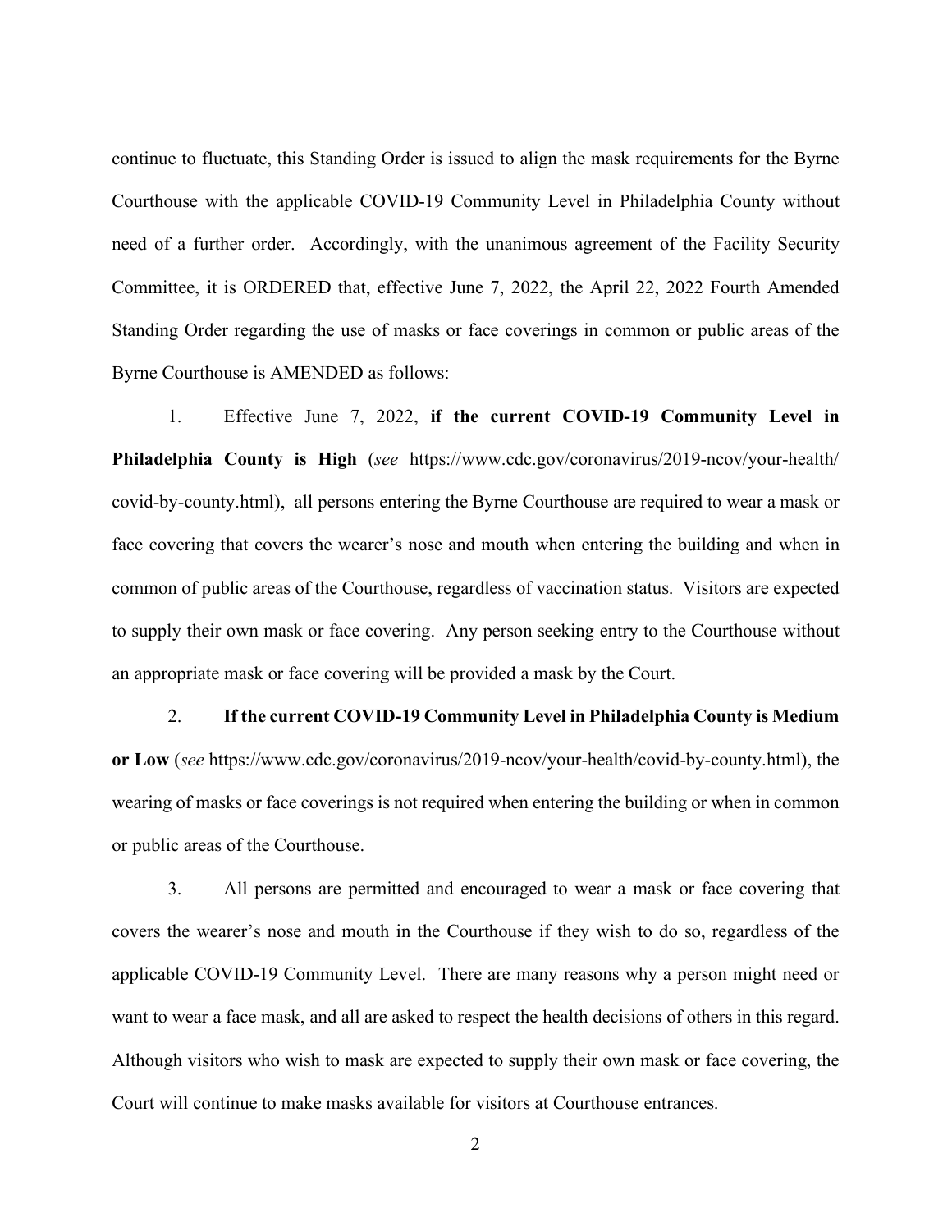continue to fluctuate, this Standing Order is issued to align the mask requirements for the Byrne Courthouse with the applicable COVID-19 Community Level in Philadelphia County without need of a further order. Accordingly, with the unanimous agreement of the Facility Security Committee, it is ORDERED that, effective June 7, 2022, the April 22, 2022 Fourth Amended Standing Order regarding the use of masks or face coverings in common or public areas of the Byrne Courthouse is AMENDED as follows:

1. Effective June 7, 2022, **if the current COVID-19 Community Level in Philadelphia County is High** (*see* https://www.cdc.gov/coronavirus/2019-ncov/your-health/covid-by-county.html), all persons entering the Byrne Courthouse are required to wear a mask or face covering that covers the wearer's nose and mouth when entering the building and when in common of public areas of the Courthouse, regardless of vaccination status. Visitors are expected to supply their own mask or face covering. Any person seeking entry to the Courthouse without an appropriate mask or face covering will be provided a mask by the Court.

2. **If the current COVID-19 Community Level in Philadelphia County is Medium or Low** (*see* https://www.cdc.gov/coronavirus/2019-ncov/your-health/covid-by-county.html), the wearing of masks or face coverings is not required when entering the building or when in common or public areas of the Courthouse.

3. All persons are permitted and encouraged to wear a mask or face covering that covers the wearer's nose and mouth in the Courthouse if they wish to do so, regardless of the applicable COVID-19 Community Level. There are many reasons why a person might need or want to wear a face mask, and all are asked to respect the health decisions of others in this regard. Although visitors who wish to mask are expected to supply their own mask or face covering, the Court will continue to make masks available for visitors at Courthouse entrances.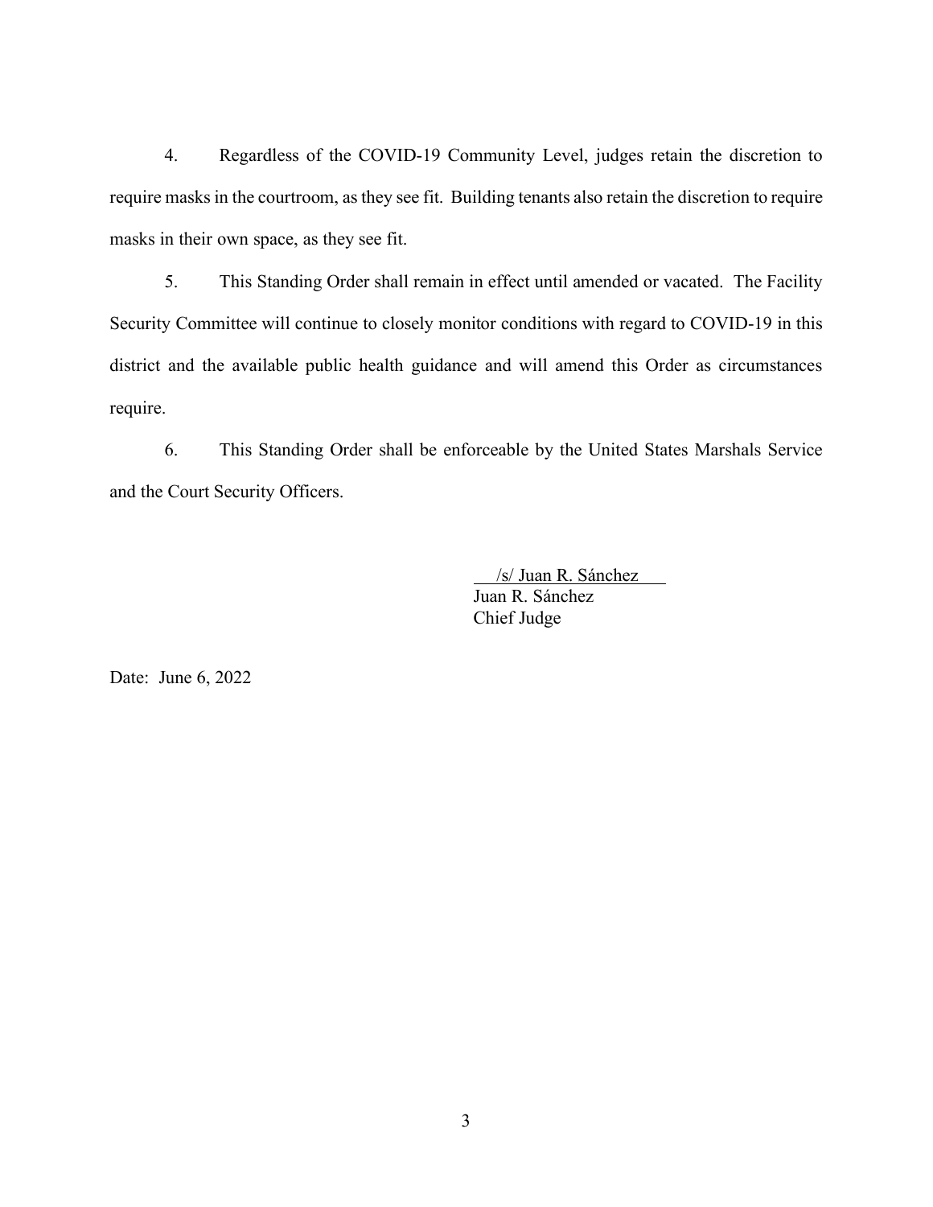4. Regardless of the COVID-19 Community Level, judges retain the discretion to require masks in the courtroom, as they see fit. Building tenants also retain the discretion to require masks in their own space, as they see fit.

5. This Standing Order shall remain in effect until amended or vacated. The Facility Security Committee will continue to closely monitor conditions with regard to COVID-19 in this district and the available public health guidance and will amend this Order as circumstances require.

6. This Standing Order shall be enforceable by the United States Marshals Service and the Court Security Officers.

/s/ Juan R. Sánchez
Juan R. Sánchez
Chief Judge

Date: June 6, 2022